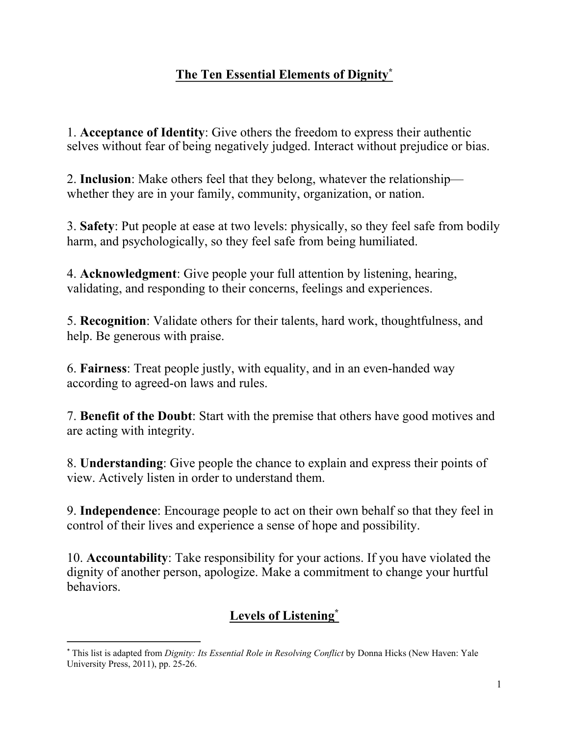# The Ten Essential Elements of Dignity[*]

1. **Acceptance of Identity**: Give others the freedom to express their authentic selves without fear of being negatively judged. Interact without prejudice or bias.

2. **Inclusion**: Make others feel that they belong, whatever the relationship—whether they are in your family, community, organization, or nation.

3. **Safety**: Put people at ease at two levels: physically, so they feel safe from bodily harm, and psychologically, so they feel safe from being humiliated.

4. **Acknowledgment**: Give people your full attention by listening, hearing, validating, and responding to their concerns, feelings and experiences.

5. **Recognition**: Validate others for their talents, hard work, thoughtfulness, and help. Be generous with praise.

6. **Fairness**: Treat people justly, with equality, and in an even-handed way according to agreed-on laws and rules.

7. **Benefit of the Doubt**: Start with the premise that others have good motives and are acting with integrity.

8. **Understanding**: Give people the chance to explain and express their points of view. Actively listen in order to understand them.

9. **Independence**: Encourage people to act on their own behalf so that they feel in control of their lives and experience a sense of hope and possibility.

10. **Accountability**: Take responsibility for your actions. If you have violated the dignity of another person, apologize. Make a commitment to change your hurtful behaviors.

## Levels of Listening[*]

---

[*] This list is adapted from *Dignity: Its Essential Role in Resolving Conflict* by Donna Hicks (New Haven: Yale University Press, 2011), pp. 25-26.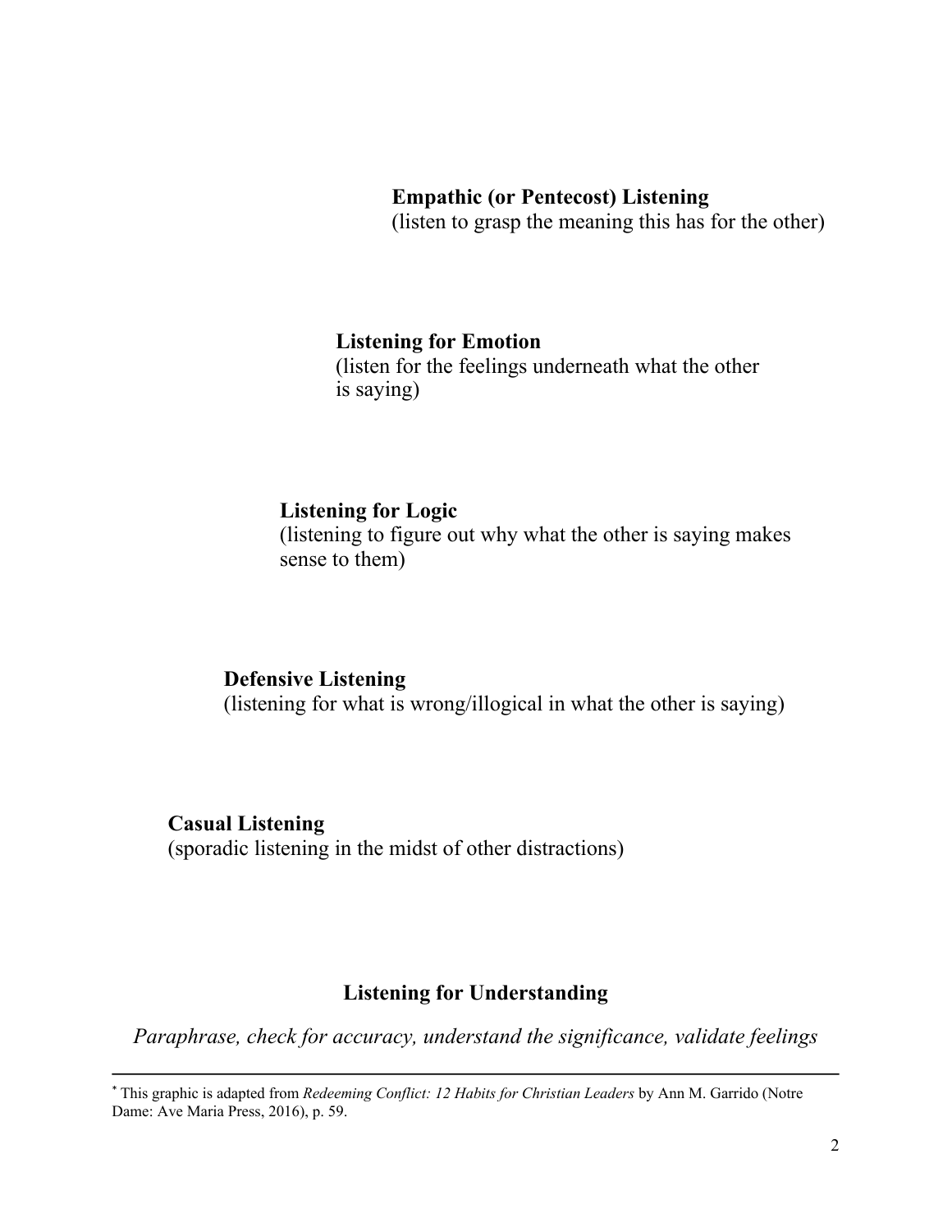**Empathic (or Pentecost) Listening**
(listen to grasp the meaning this has for the other)

**Listening for Emotion**
(listen for the feelings underneath what the other is saying)

**Listening for Logic**
(listening to figure out why what the other is saying makes sense to them)

**Defensive Listening**
(listening for what is wrong/illogical in what the other is saying)

**Casual Listening**
(sporadic listening in the midst of other distractions)

**Listening for Understanding**

*Paraphrase, check for accuracy, understand the significance, validate feelings*

---

* This graphic is adapted from *Redeeming Conflict: 12 Habits for Christian Leaders* by Ann M. Garrido (Notre Dame: Ave Maria Press, 2016), p. 59.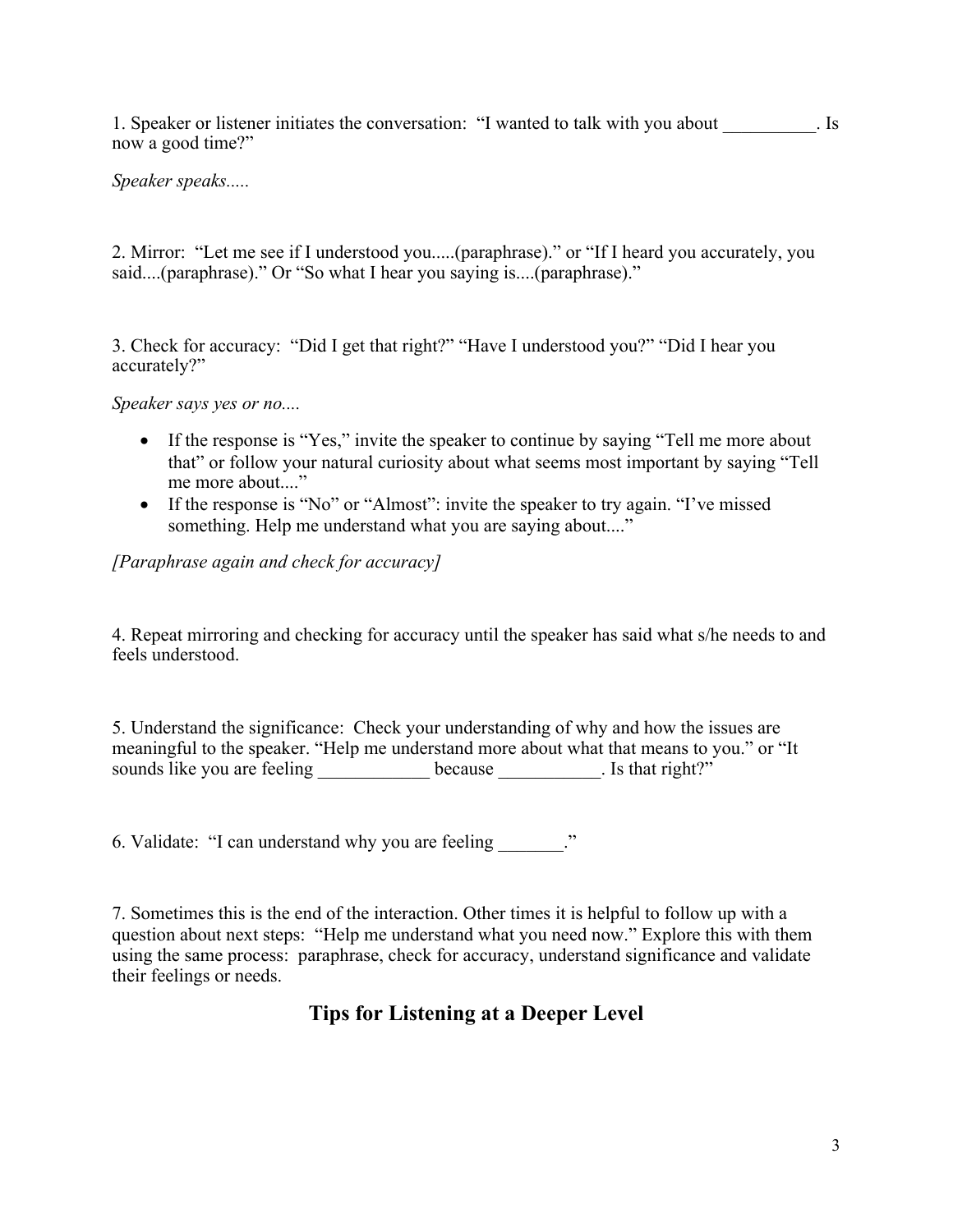1. Speaker or listener initiates the conversation: "I wanted to talk with you about __________. Is now a good time?"

*Speaker speaks.....*

2. Mirror: "Let me see if I understood you.....(paraphrase)." or "If I heard you accurately, you said....(paraphrase)." Or "So what I hear you saying is....(paraphrase)."

3. Check for accuracy: "Did I get that right?" "Have I understood you?" "Did I hear you accurately?"

*Speaker says yes or no....*

- If the response is "Yes," invite the speaker to continue by saying "Tell me more about that" or follow your natural curiosity about what seems most important by saying "Tell me more about...."
- If the response is "No" or "Almost": invite the speaker to try again. "I've missed something. Help me understand what you are saying about...."

*[Paraphrase again and check for accuracy]*

4. Repeat mirroring and checking for accuracy until the speaker has said what s/he needs to and feels understood.

5. Understand the significance: Check your understanding of why and how the issues are meaningful to the speaker. "Help me understand more about what that means to you." or "It sounds like you are feeling ____________ because ___________. Is that right?"

6. Validate: "I can understand why you are feeling _______."

7. Sometimes this is the end of the interaction. Other times it is helpful to follow up with a question about next steps: "Help me understand what you need now." Explore this with them using the same process: paraphrase, check for accuracy, understand significance and validate their feelings or needs.

## Tips for Listening at a Deeper Level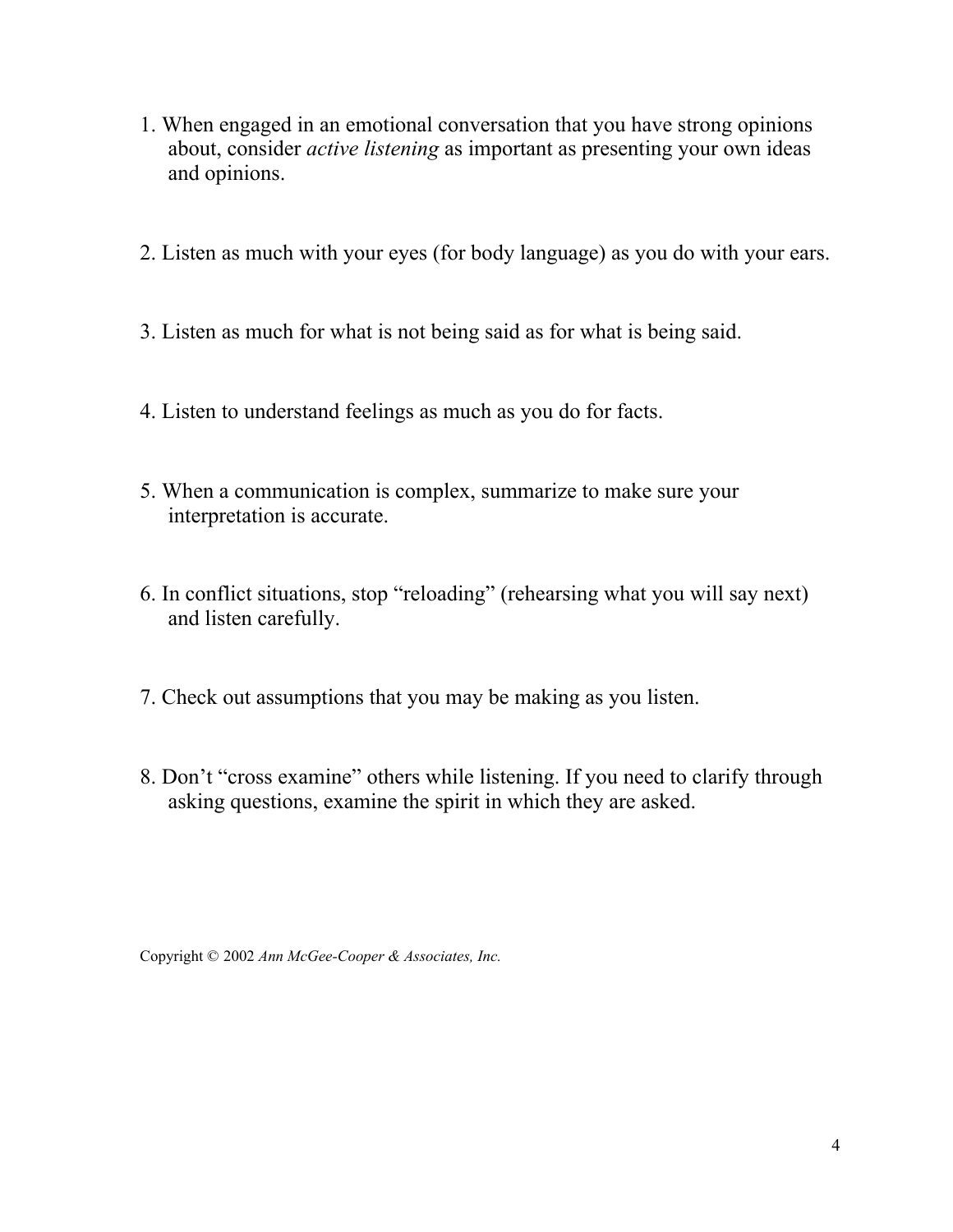1. When engaged in an emotional conversation that you have strong opinions about, consider *active listening* as important as presenting your own ideas and opinions.

2. Listen as much with your eyes (for body language) as you do with your ears.

3. Listen as much for what is not being said as for what is being said.

4. Listen to understand feelings as much as you do for facts.

5. When a communication is complex, summarize to make sure your interpretation is accurate.

6. In conflict situations, stop "reloading" (rehearsing what you will say next) and listen carefully.

7. Check out assumptions that you may be making as you listen.

8. Don't "cross examine" others while listening. If you need to clarify through asking questions, examine the spirit in which they are asked.

Copyright © 2002 *Ann McGee-Cooper & Associates, Inc.*